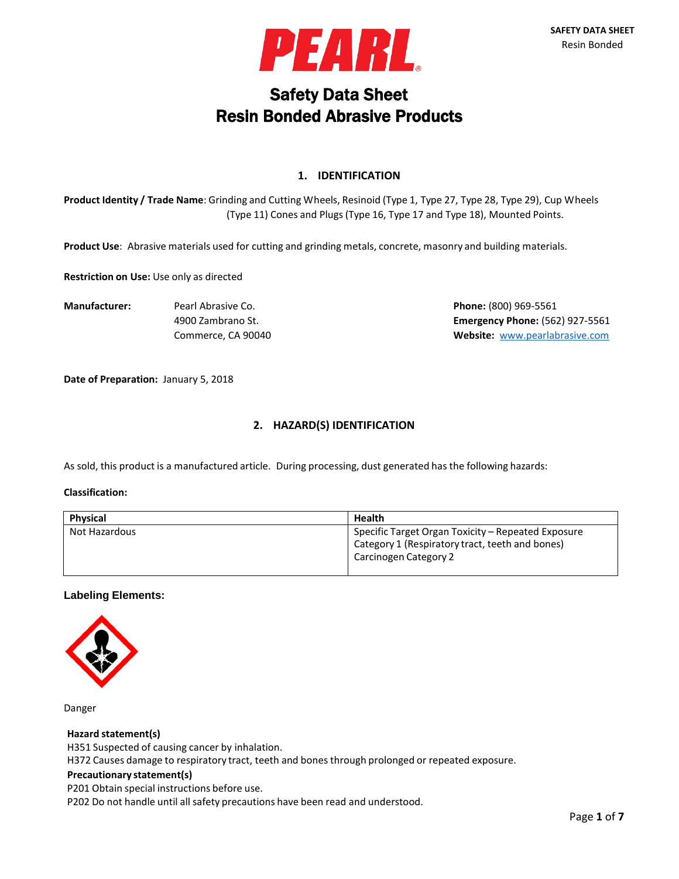# Safety Data Sheet
# Resin Bonded Abrasive Products

## 1. IDENTIFICATION

**Product Identity / Trade Name**: Grinding and Cutting Wheels, Resinoid (Type 1, Type 27, Type 28, Type 29), Cup Wheels (Type 11) Cones and Plugs (Type 16, Type 17 and Type 18), Mounted Points.

**Product Use**: Abrasive materials used for cutting and grinding metals, concrete, masonry and building materials.

**Restriction on Use:** Use only as directed

**Manufacturer:** Pearl Abrasive Co.
4900 Zambrano St.
Commerce, CA 90040

**Phone:** (800) 969-5561
**Emergency Phone:** (562) 927-5561
**Website:** www.pearlabrasive.com

**Date of Preparation:** January 5, 2018

## 2. HAZARD(S) IDENTIFICATION

As sold, this product is a manufactured article. During processing, dust generated has the following hazards:

**Classification:**

| Physical | Health |
|---|---|
| Not Hazardous | Specific Target Organ Toxicity – Repeated Exposure Category 1 (Respiratory tract, teeth and bones)<br>Carcinogen Category 2 |

### Labeling Elements:

Danger

**Hazard statement(s)**
H351 Suspected of causing cancer by inhalation.
H372 Causes damage to respiratory tract, teeth and bones through prolonged or repeated exposure.

**Precautionary statement(s)**
P201 Obtain special instructions before use.
P202 Do not handle until all safety precautions have been read and understood.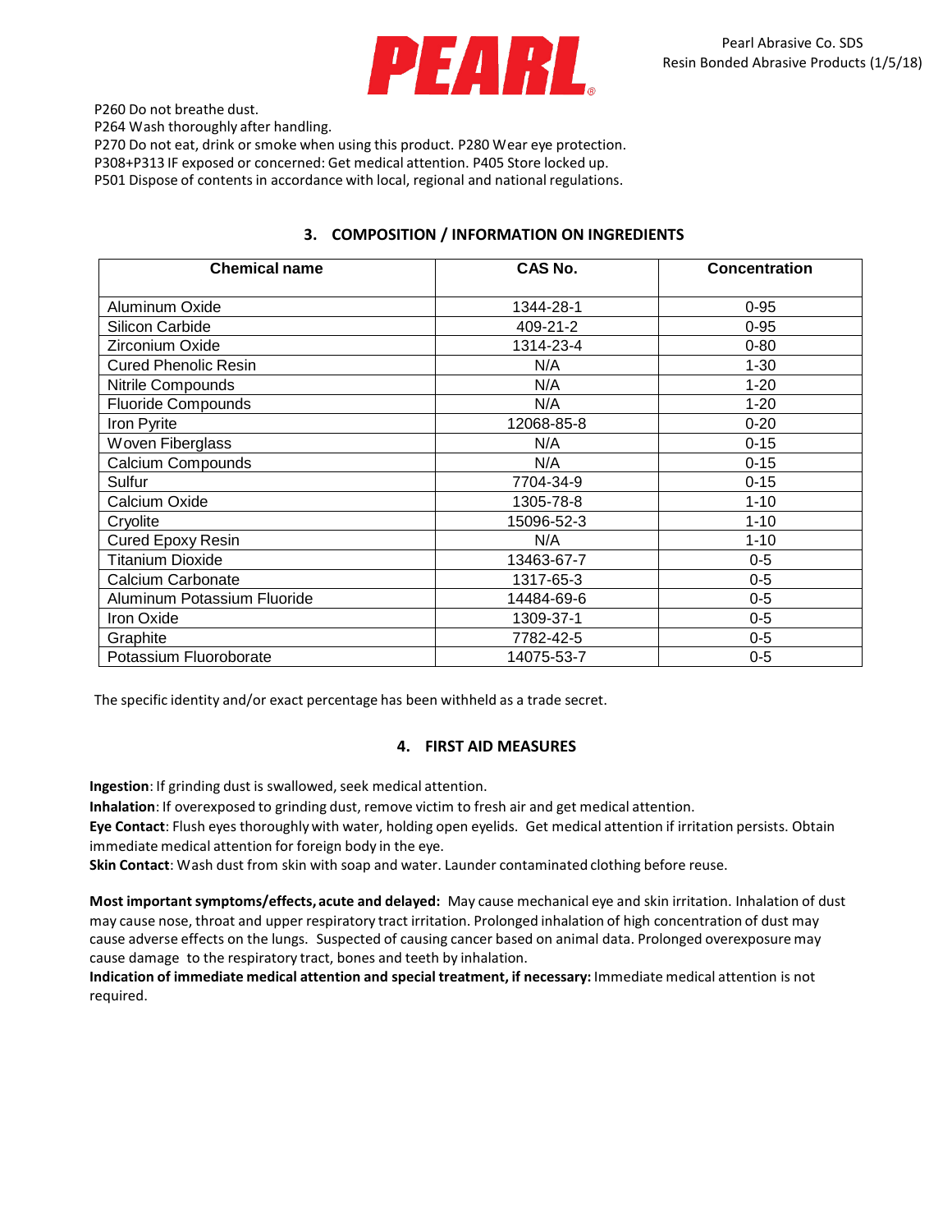P260 Do not breathe dust.
P264 Wash thoroughly after handling.
P270 Do not eat, drink or smoke when using this product. P280 Wear eye protection.
P308+P313 IF exposed or concerned: Get medical attention. P405 Store locked up.
P501 Dispose of contents in accordance with local, regional and national regulations.

## 3. COMPOSITION / INFORMATION ON INGREDIENTS

| Chemical name | CAS No. | Concentration |
|---|---|---|
| Aluminum Oxide | 1344-28-1 | 0-95 |
| Silicon Carbide | 409-21-2 | 0-95 |
| Zirconium Oxide | 1314-23-4 | 0-80 |
| Cured Phenolic Resin | N/A | 1-30 |
| Nitrile Compounds | N/A | 1-20 |
| Fluoride Compounds | N/A | 1-20 |
| Iron Pyrite | 12068-85-8 | 0-20 |
| Woven Fiberglass | N/A | 0-15 |
| Calcium Compounds | N/A | 0-15 |
| Sulfur | 7704-34-9 | 0-15 |
| Calcium Oxide | 1305-78-8 | 1-10 |
| Cryolite | 15096-52-3 | 1-10 |
| Cured Epoxy Resin | N/A | 1-10 |
| Titanium Dioxide | 13463-67-7 | 0-5 |
| Calcium Carbonate | 1317-65-3 | 0-5 |
| Aluminum Potassium Fluoride | 14484-69-6 | 0-5 |
| Iron Oxide | 1309-37-1 | 0-5 |
| Graphite | 7782-42-5 | 0-5 |
| Potassium Fluoroborate | 14075-53-7 | 0-5 |

The specific identity and/or exact percentage has been withheld as a trade secret.

## 4. FIRST AID MEASURES

**Ingestion**: If grinding dust is swallowed, seek medical attention.
**Inhalation**: If overexposed to grinding dust, remove victim to fresh air and get medical attention.
**Eye Contact**: Flush eyes thoroughly with water, holding open eyelids. Get medical attention if irritation persists. Obtain immediate medical attention for foreign body in the eye.
**Skin Contact**: Wash dust from skin with soap and water. Launder contaminated clothing before reuse.

**Most important symptoms/effects, acute and delayed:** May cause mechanical eye and skin irritation. Inhalation of dust may cause nose, throat and upper respiratory tract irritation. Prolonged inhalation of high concentration of dust may cause adverse effects on the lungs. Suspected of causing cancer based on animal data. Prolonged overexposure may cause damage to the respiratory tract, bones and teeth by inhalation.
**Indication of immediate medical attention and special treatment, if necessary:** Immediate medical attention is not required.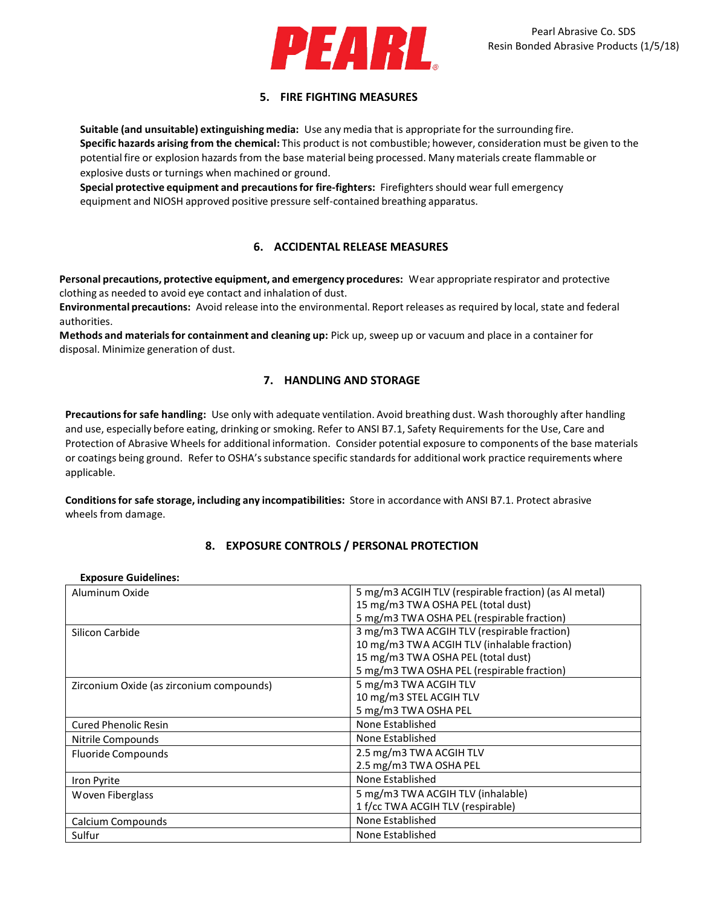## 5. FIRE FIGHTING MEASURES

**Suitable (and unsuitable) extinguishing media:** Use any media that is appropriate for the surrounding fire.
**Specific hazards arising from the chemical:** This product is not combustible; however, consideration must be given to the potential fire or explosion hazards from the base material being processed. Many materials create flammable or explosive dusts or turnings when machined or ground.
**Special protective equipment and precautions for fire-fighters:** Firefighters should wear full emergency equipment and NIOSH approved positive pressure self-contained breathing apparatus.

## 6. ACCIDENTAL RELEASE MEASURES

**Personal precautions, protective equipment, and emergency procedures:** Wear appropriate respirator and protective clothing as needed to avoid eye contact and inhalation of dust.
**Environmental precautions:** Avoid release into the environmental. Report releases as required by local, state and federal authorities.
**Methods and materials for containment and cleaning up:** Pick up, sweep up or vacuum and place in a container for disposal. Minimize generation of dust.

## 7. HANDLING AND STORAGE

**Precautions for safe handling:** Use only with adequate ventilation. Avoid breathing dust. Wash thoroughly after handling and use, especially before eating, drinking or smoking. Refer to ANSI B7.1, Safety Requirements for the Use, Care and Protection of Abrasive Wheels for additional information. Consider potential exposure to components of the base materials or coatings being ground. Refer to OSHA's substance specific standards for additional work practice requirements where applicable.

**Conditions for safe storage, including any incompatibilities:** Store in accordance with ANSI B7.1. Protect abrasive wheels from damage.

## 8. EXPOSURE CONTROLS / PERSONAL PROTECTION

**Exposure Guidelines:**

| Component | Exposure Limits |
|---|---|
| Aluminum Oxide | 5 mg/m3 ACGIH TLV (respirable fraction) (as Al metal)<br>15 mg/m3 TWA OSHA PEL (total dust)<br>5 mg/m3 TWA OSHA PEL (respirable fraction) |
| Silicon Carbide | 3 mg/m3 TWA ACGIH TLV (respirable fraction)<br>10 mg/m3 TWA ACGIH TLV (inhalable fraction)<br>15 mg/m3 TWA OSHA PEL (total dust)<br>5 mg/m3 TWA OSHA PEL (respirable fraction) |
| Zirconium Oxide (as zirconium compounds) | 5 mg/m3 TWA ACGIH TLV<br>10 mg/m3 STEL ACGIH TLV<br>5 mg/m3 TWA OSHA PEL |
| Cured Phenolic Resin | None Established |
| Nitrile Compounds | None Established |
| Fluoride Compounds | 2.5 mg/m3 TWA ACGIH TLV<br>2.5 mg/m3 TWA OSHA PEL |
| Iron Pyrite | None Established |
| Woven Fiberglass | 5 mg/m3 TWA ACGIH TLV (inhalable)<br>1 f/cc TWA ACGIH TLV (respirable) |
| Calcium Compounds | None Established |
| Sulfur | None Established |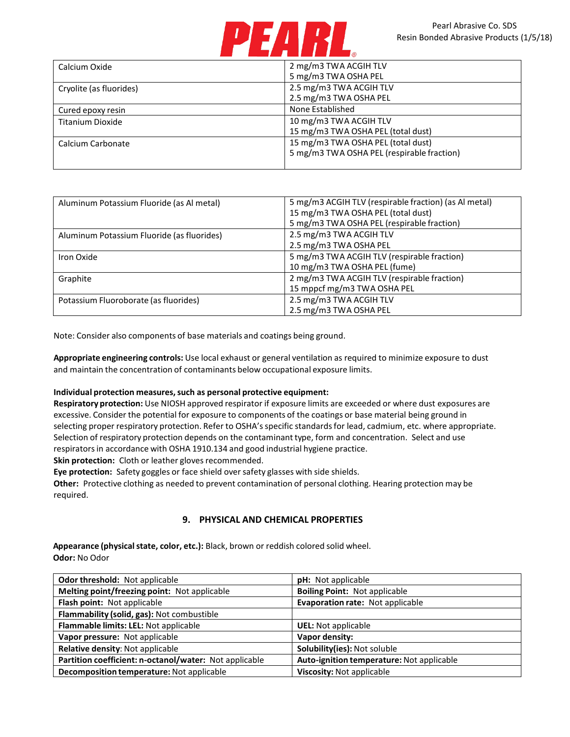| | |
|---|---|
| Calcium Oxide | 2 mg/m3 TWA ACGIH TLV<br>5 mg/m3 TWA OSHA PEL |
| Cryolite (as fluorides) | 2.5 mg/m3 TWA ACGIH TLV<br>2.5 mg/m3 TWA OSHA PEL |
| Cured epoxy resin | None Established |
| Titanium Dioxide | 10 mg/m3 TWA ACGIH TLV<br>15 mg/m3 TWA OSHA PEL (total dust) |
| Calcium Carbonate | 15 mg/m3 TWA OSHA PEL (total dust)<br>5 mg/m3 TWA OSHA PEL (respirable fraction) |

| | |
|---|---|
| Aluminum Potassium Fluoride (as Al metal) | 5 mg/m3 ACGIH TLV (respirable fraction) (as Al metal)<br>15 mg/m3 TWA OSHA PEL (total dust)<br>5 mg/m3 TWA OSHA PEL (respirable fraction) |
| Aluminum Potassium Fluoride (as fluorides) | 2.5 mg/m3 TWA ACGIH TLV<br>2.5 mg/m3 TWA OSHA PEL |
| Iron Oxide | 5 mg/m3 TWA ACGIH TLV (respirable fraction)<br>10 mg/m3 TWA OSHA PEL (fume) |
| Graphite | 2 mg/m3 TWA ACGIH TLV (respirable fraction)<br>15 mppcf mg/m3 TWA OSHA PEL |
| Potassium Fluoroborate (as fluorides) | 2.5 mg/m3 TWA ACGIH TLV<br>2.5 mg/m3 TWA OSHA PEL |

Note: Consider also components of base materials and coatings being ground.

**Appropriate engineering controls:** Use local exhaust or general ventilation as required to minimize exposure to dust and maintain the concentration of contaminants below occupational exposure limits.

**Individual protection measures, such as personal protective equipment:**

**Respiratory protection:** Use NIOSH approved respirator if exposure limits are exceeded or where dust exposures are excessive. Consider the potential for exposure to components of the coatings or base material being ground in selecting proper respiratory protection. Refer to OSHA's specific standards for lead, cadmium, etc. where appropriate. Selection of respiratory protection depends on the contaminant type, form and concentration. Select and use respirators in accordance with OSHA 1910.134 and good industrial hygiene practice.

**Skin protection:** Cloth or leather gloves recommended.

**Eye protection:** Safety goggles or face shield over safety glasses with side shields.

**Other:** Protective clothing as needed to prevent contamination of personal clothing. Hearing protection may be required.

## 9. PHYSICAL AND CHEMICAL PROPERTIES

**Appearance (physical state, color, etc.):** Black, brown or reddish colored solid wheel.
**Odor:** No Odor

| | |
|---|---|
| **Odor threshold:** Not applicable | **pH:** Not applicable |
| **Melting point/freezing point:** Not applicable | **Boiling Point:** Not applicable |
| **Flash point:** Not applicable | **Evaporation rate:** Not applicable |
| **Flammability (solid, gas):** Not combustible | |
| **Flammable limits: LEL:** Not applicable | **UEL:** Not applicable |
| **Vapor pressure:** Not applicable | **Vapor density:** |
| **Relative density**: Not applicable | **Solubility(ies):** Not soluble |
| **Partition coefficient: n-octanol/water:** Not applicable | **Auto-ignition temperature:** Not applicable |
| **Decomposition temperature:** Not applicable | **Viscosity:** Not applicable |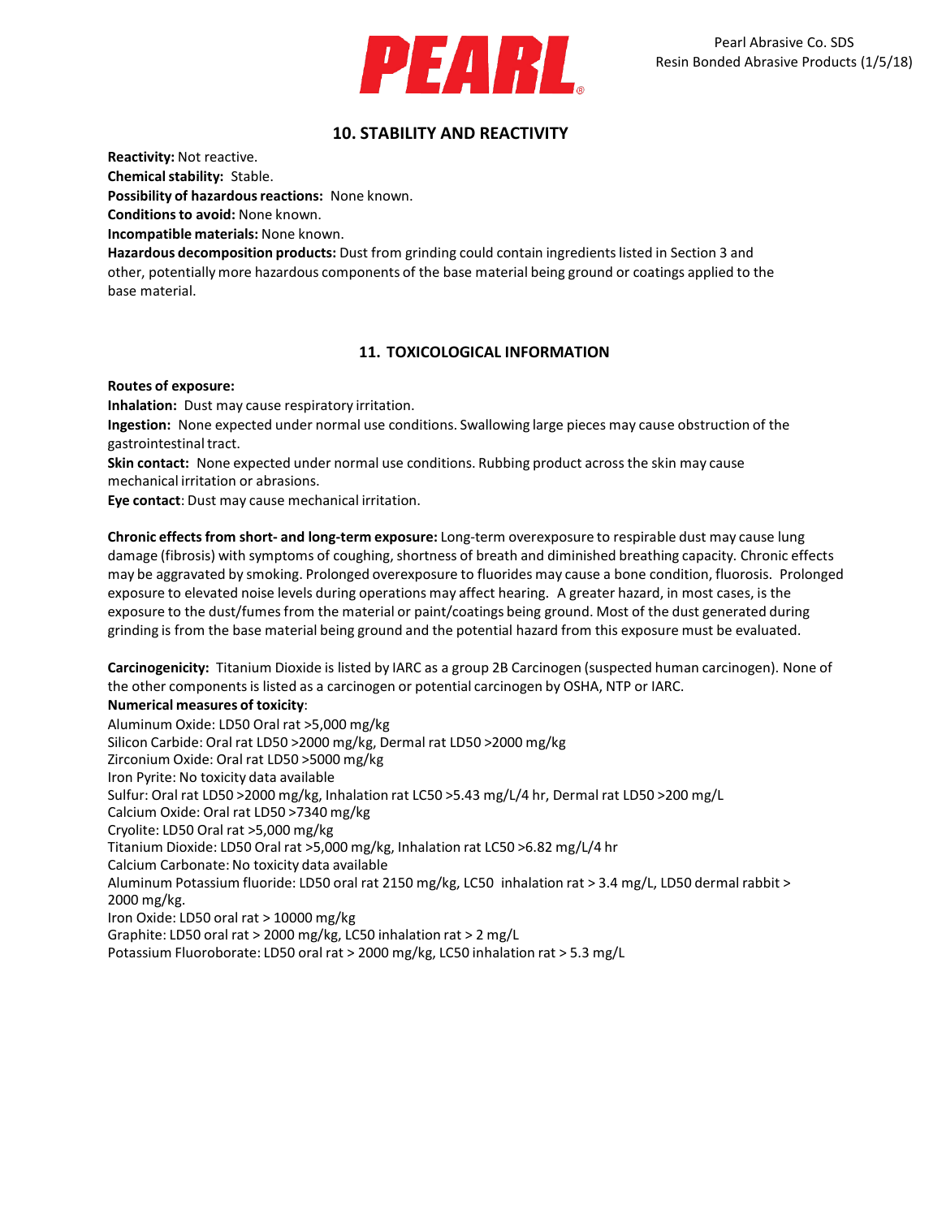## 10. STABILITY AND REACTIVITY

**Reactivity:** Not reactive.
**Chemical stability:** Stable.
**Possibility of hazardous reactions:** None known.
**Conditions to avoid:** None known.
**Incompatible materials:** None known.
**Hazardous decomposition products:** Dust from grinding could contain ingredients listed in Section 3 and other, potentially more hazardous components of the base material being ground or coatings applied to the base material.

## 11. TOXICOLOGICAL INFORMATION

**Routes of exposure:**
**Inhalation:** Dust may cause respiratory irritation.
**Ingestion:** None expected under normal use conditions. Swallowing large pieces may cause obstruction of the gastrointestinal tract.
**Skin contact:** None expected under normal use conditions. Rubbing product across the skin may cause mechanical irritation or abrasions.
**Eye contact**: Dust may cause mechanical irritation.

**Chronic effects from short- and long-term exposure:** Long-term overexposure to respirable dust may cause lung damage (fibrosis) with symptoms of coughing, shortness of breath and diminished breathing capacity. Chronic effects may be aggravated by smoking. Prolonged overexposure to fluorides may cause a bone condition, fluorosis. Prolonged exposure to elevated noise levels during operations may affect hearing. A greater hazard, in most cases, is the exposure to the dust/fumes from the material or paint/coatings being ground. Most of the dust generated during grinding is from the base material being ground and the potential hazard from this exposure must be evaluated.

**Carcinogenicity:** Titanium Dioxide is listed by IARC as a group 2B Carcinogen (suspected human carcinogen). None of the other components is listed as a carcinogen or potential carcinogen by OSHA, NTP or IARC.
**Numerical measures of toxicity**:
Aluminum Oxide: LD50 Oral rat >5,000 mg/kg
Silicon Carbide: Oral rat LD50 >2000 mg/kg, Dermal rat LD50 >2000 mg/kg
Zirconium Oxide: Oral rat LD50 >5000 mg/kg
Iron Pyrite: No toxicity data available
Sulfur: Oral rat LD50 >2000 mg/kg, Inhalation rat LC50 >5.43 mg/L/4 hr, Dermal rat LD50 >200 mg/L
Calcium Oxide: Oral rat LD50 >7340 mg/kg
Cryolite: LD50 Oral rat >5,000 mg/kg
Titanium Dioxide: LD50 Oral rat >5,000 mg/kg, Inhalation rat LC50 >6.82 mg/L/4 hr
Calcium Carbonate: No toxicity data available
Aluminum Potassium fluoride: LD50 oral rat 2150 mg/kg, LC50 inhalation rat > 3.4 mg/L, LD50 dermal rabbit > 2000 mg/kg.
Iron Oxide: LD50 oral rat > 10000 mg/kg
Graphite: LD50 oral rat > 2000 mg/kg, LC50 inhalation rat > 2 mg/L
Potassium Fluoroborate: LD50 oral rat > 2000 mg/kg, LC50 inhalation rat > 5.3 mg/L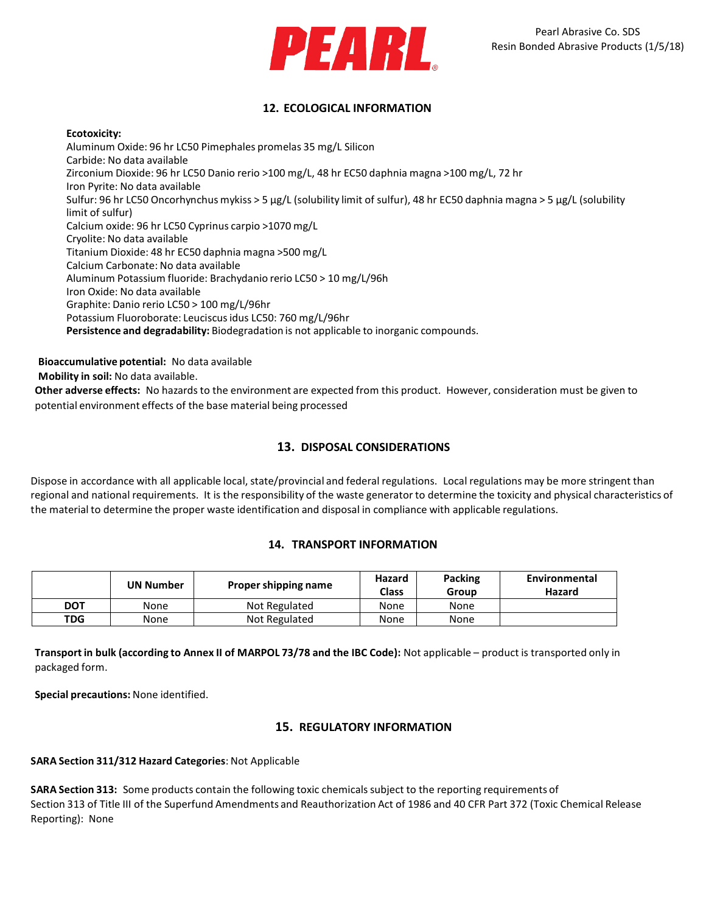## 12. ECOLOGICAL INFORMATION

**Ecotoxicity:**
Aluminum Oxide: 96 hr LC50 Pimephales promelas 35 mg/L Silicon
Carbide: No data available
Zirconium Dioxide: 96 hr LC50 Danio rerio >100 mg/L, 48 hr EC50 daphnia magna >100 mg/L, 72 hr
Iron Pyrite: No data available
Sulfur: 96 hr LC50 Oncorhynchus mykiss > 5 µg/L (solubility limit of sulfur), 48 hr EC50 daphnia magna > 5 µg/L (solubility limit of sulfur)
Calcium oxide: 96 hr LC50 Cyprinus carpio >1070 mg/L
Cryolite: No data available
Titanium Dioxide: 48 hr EC50 daphnia magna >500 mg/L
Calcium Carbonate: No data available
Aluminum Potassium fluoride: Brachydanio rerio LC50 > 10 mg/L/96h
Iron Oxide: No data available
Graphite: Danio rerio LC50 > 100 mg/L/96hr
Potassium Fluoroborate: Leuciscus idus LC50: 760 mg/L/96hr
**Persistence and degradability:** Biodegradation is not applicable to inorganic compounds.

**Bioaccumulative potential:** No data available
**Mobility in soil:** No data available.
**Other adverse effects:** No hazards to the environment are expected from this product. However, consideration must be given to potential environment effects of the base material being processed

## 13. DISPOSAL CONSIDERATIONS

Dispose in accordance with all applicable local, state/provincial and federal regulations. Local regulations may be more stringent than regional and national requirements. It is the responsibility of the waste generator to determine the toxicity and physical characteristics of the material to determine the proper waste identification and disposal in compliance with applicable regulations.

## 14. TRANSPORT INFORMATION

| | UN Number | Proper shipping name | Hazard Class | Packing Group | Environmental Hazard |
|---|---|---|---|---|---|
| **DOT** | None | Not Regulated | None | None | |
| **TDG** | None | Not Regulated | None | None | |

**Transport in bulk (according to Annex II of MARPOL 73/78 and the IBC Code):** Not applicable – product is transported only in packaged form.

**Special precautions:** None identified.

## 15. REGULATORY INFORMATION

**SARA Section 311/312 Hazard Categories**: Not Applicable

**SARA Section 313:** Some products contain the following toxic chemicals subject to the reporting requirements of Section 313 of Title III of the Superfund Amendments and Reauthorization Act of 1986 and 40 CFR Part 372 (Toxic Chemical Release Reporting): None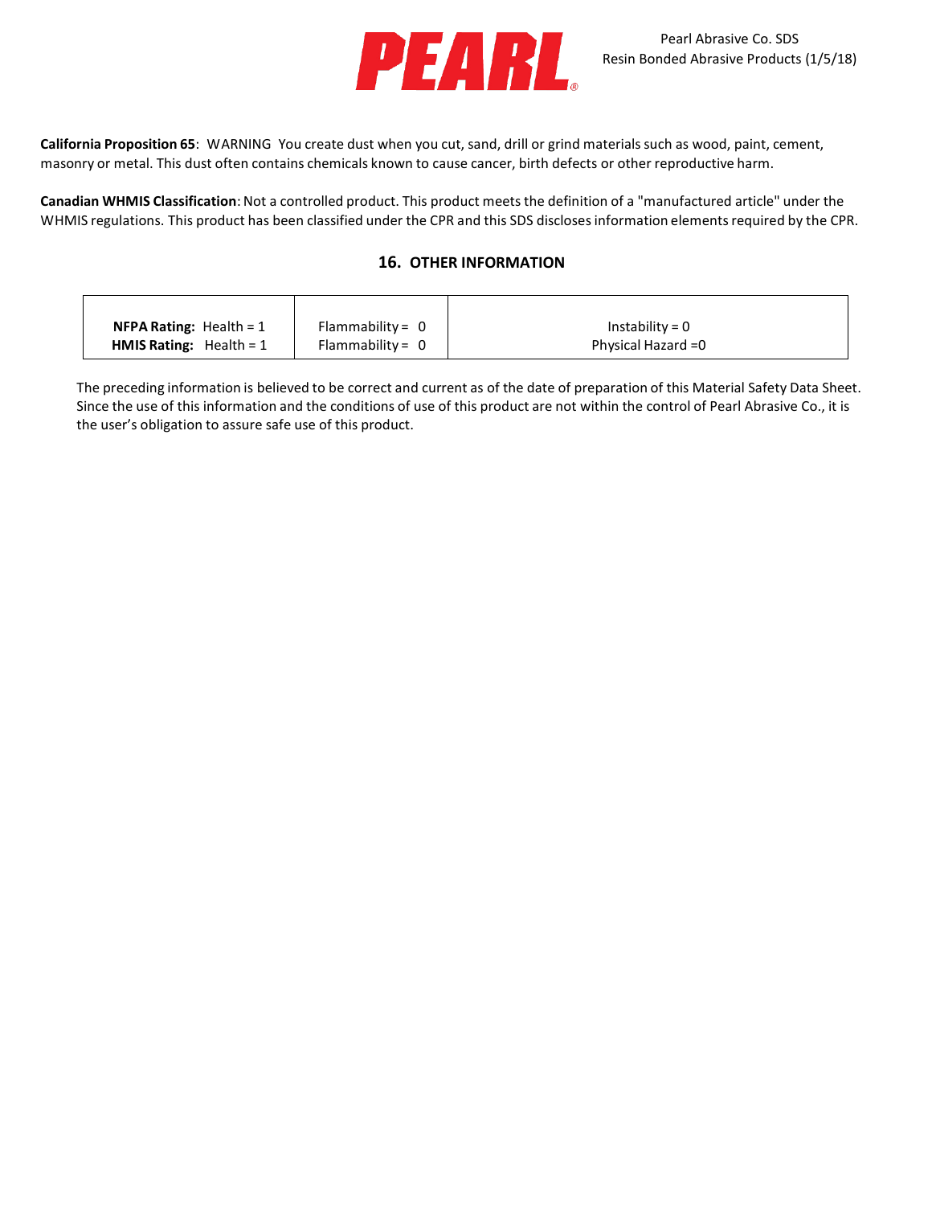**California Proposition 65**: WARNING You create dust when you cut, sand, drill or grind materials such as wood, paint, cement, masonry or metal. This dust often contains chemicals known to cause cancer, birth defects or other reproductive harm.

**Canadian WHMIS Classification**: Not a controlled product. This product meets the definition of a "manufactured article" under the WHMIS regulations. This product has been classified under the CPR and this SDS discloses information elements required by the CPR.

## 16. OTHER INFORMATION

| | | |
|---|---|---|
| **NFPA Rating:** Health = 1 | Flammability = 0 | Instability = 0 |
| **HMIS Rating:** Health = 1 | Flammability = 0 | Physical Hazard =0 |

The preceding information is believed to be correct and current as of the date of preparation of this Material Safety Data Sheet. Since the use of this information and the conditions of use of this product are not within the control of Pearl Abrasive Co., it is the user's obligation to assure safe use of this product.